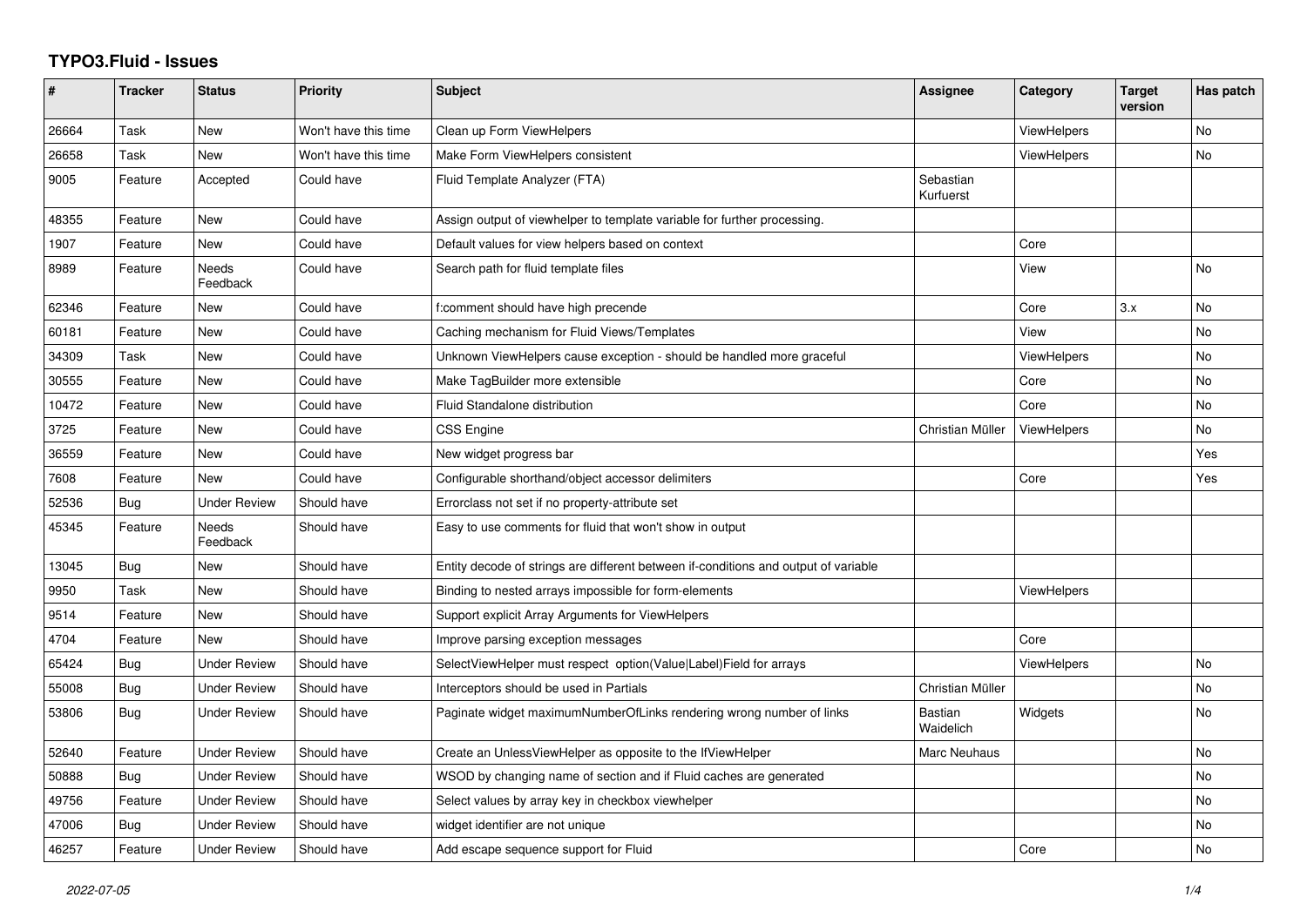# TYPO3.Fluid - Issues

| # | Tracker | Status | Priority | Subject | Assignee | Category | Target version | Has patch |
|---|---|---|---|---|---|---|---|---|
| 26664 | Task | New | Won't have this time | Clean up Form ViewHelpers | | ViewHelpers | | No |
| 26658 | Task | New | Won't have this time | Make Form ViewHelpers consistent | | ViewHelpers | | No |
| 9005 | Feature | Accepted | Could have | Fluid Template Analyzer (FTA) | Sebastian Kurfuerst | | | |
| 48355 | Feature | New | Could have | Assign output of viewhelper to template variable for further processing. | | | | |
| 1907 | Feature | New | Could have | Default values for view helpers based on context | | Core | | |
| 8989 | Feature | Needs Feedback | Could have | Search path for fluid template files | | View | | No |
| 62346 | Feature | New | Could have | f:comment should have high precende | | Core | 3.x | No |
| 60181 | Feature | New | Could have | Caching mechanism for Fluid Views/Templates | | View | | No |
| 34309 | Task | New | Could have | Unknown ViewHelpers cause exception - should be handled more graceful | | ViewHelpers | | No |
| 30555 | Feature | New | Could have | Make TagBuilder more extensible | | Core | | No |
| 10472 | Feature | New | Could have | Fluid Standalone distribution | | Core | | No |
| 3725 | Feature | New | Could have | CSS Engine | Christian Müller | ViewHelpers | | No |
| 36559 | Feature | New | Could have | New widget progress bar | | | | Yes |
| 7608 | Feature | New | Could have | Configurable shorthand/object accessor delimiters | | Core | | Yes |
| 52536 | Bug | Under Review | Should have | Errorclass not set if no property-attribute set | | | | |
| 45345 | Feature | Needs Feedback | Should have | Easy to use comments for fluid that won't show in output | | | | |
| 13045 | Bug | New | Should have | Entity decode of strings are different between if-conditions and output of variable | | | | |
| 9950 | Task | New | Should have | Binding to nested arrays impossible for form-elements | | ViewHelpers | | |
| 9514 | Feature | New | Should have | Support explicit Array Arguments for ViewHelpers | | | | |
| 4704 | Feature | New | Should have | Improve parsing exception messages | | Core | | |
| 65424 | Bug | Under Review | Should have | SelectViewHelper must respect option(Value\|Label)Field for arrays | | ViewHelpers | | No |
| 55008 | Bug | Under Review | Should have | Interceptors should be used in Partials | Christian Müller | | | No |
| 53806 | Bug | Under Review | Should have | Paginate widget maximumNumberOfLinks rendering wrong number of links | Bastian Waidelich | Widgets | | No |
| 52640 | Feature | Under Review | Should have | Create an UnlessViewHelper as opposite to the IfViewHelper | Marc Neuhaus | | | No |
| 50888 | Bug | Under Review | Should have | WSOD by changing name of section and if Fluid caches are generated | | | | No |
| 49756 | Feature | Under Review | Should have | Select values by array key in checkbox viewhelper | | | | No |
| 47006 | Bug | Under Review | Should have | widget identifier are not unique | | | | No |
| 46257 | Feature | Under Review | Should have | Add escape sequence support for Fluid | | Core | | No |

*2022-07-05*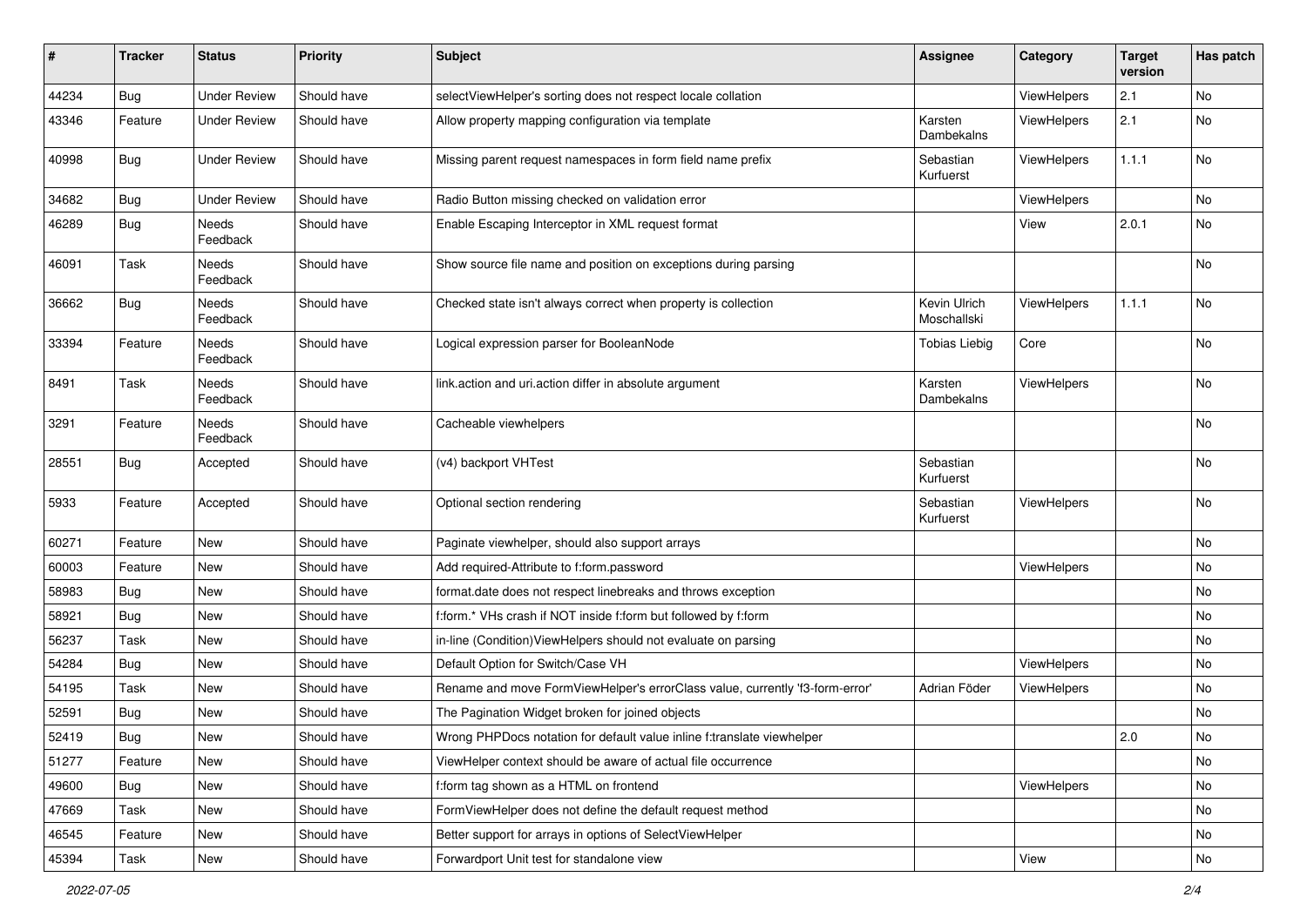| # | Tracker | Status | Priority | Subject | Assignee | Category | Target version | Has patch |
|---|---|---|---|---|---|---|---|---|
| 44234 | Bug | Under Review | Should have | selectViewHelper's sorting does not respect locale collation | | ViewHelpers | 2.1 | No |
| 43346 | Feature | Under Review | Should have | Allow property mapping configuration via template | Karsten Dambekalns | ViewHelpers | 2.1 | No |
| 40998 | Bug | Under Review | Should have | Missing parent request namespaces in form field name prefix | Sebastian Kurfuerst | ViewHelpers | 1.1.1 | No |
| 34682 | Bug | Under Review | Should have | Radio Button missing checked on validation error | | ViewHelpers | | No |
| 46289 | Bug | Needs Feedback | Should have | Enable Escaping Interceptor in XML request format | | View | 2.0.1 | No |
| 46091 | Task | Needs Feedback | Should have | Show source file name and position on exceptions during parsing | | | | No |
| 36662 | Bug | Needs Feedback | Should have | Checked state isn't always correct when property is collection | Kevin Ulrich Moschallski | ViewHelpers | 1.1.1 | No |
| 33394 | Feature | Needs Feedback | Should have | Logical expression parser for BooleanNode | Tobias Liebig | Core | | No |
| 8491 | Task | Needs Feedback | Should have | link.action and uri.action differ in absolute argument | Karsten Dambekalns | ViewHelpers | | No |
| 3291 | Feature | Needs Feedback | Should have | Cacheable viewhelpers | | | | No |
| 28551 | Bug | Accepted | Should have | (v4) backport VHTest | Sebastian Kurfuerst | | | No |
| 5933 | Feature | Accepted | Should have | Optional section rendering | Sebastian Kurfuerst | ViewHelpers | | No |
| 60271 | Feature | New | Should have | Paginate viewhelper, should also support arrays | | | | No |
| 60003 | Feature | New | Should have | Add required-Attribute to f:form.password | | ViewHelpers | | No |
| 58983 | Bug | New | Should have | format.date does not respect linebreaks and throws exception | | | | No |
| 58921 | Bug | New | Should have | f:form.* VHs crash if NOT inside f:form but followed by f:form | | | | No |
| 56237 | Task | New | Should have | in-line (Condition)ViewHelpers should not evaluate on parsing | | | | No |
| 54284 | Bug | New | Should have | Default Option for Switch/Case VH | | ViewHelpers | | No |
| 54195 | Task | New | Should have | Rename and move FormViewHelper's errorClass value, currently 'f3-form-error' | Adrian Föder | ViewHelpers | | No |
| 52591 | Bug | New | Should have | The Pagination Widget broken for joined objects | | | | No |
| 52419 | Bug | New | Should have | Wrong PHPDocs notation for default value inline f:translate viewhelper | | | 2.0 | No |
| 51277 | Feature | New | Should have | ViewHelper context should be aware of actual file occurrence | | | | No |
| 49600 | Bug | New | Should have | f:form tag shown as a HTML on frontend | | ViewHelpers | | No |
| 47669 | Task | New | Should have | FormViewHelper does not define the default request method | | | | No |
| 46545 | Feature | New | Should have | Better support for arrays in options of SelectViewHelper | | | | No |
| 45394 | Task | New | Should have | Forwardport Unit test for standalone view | | View | | No |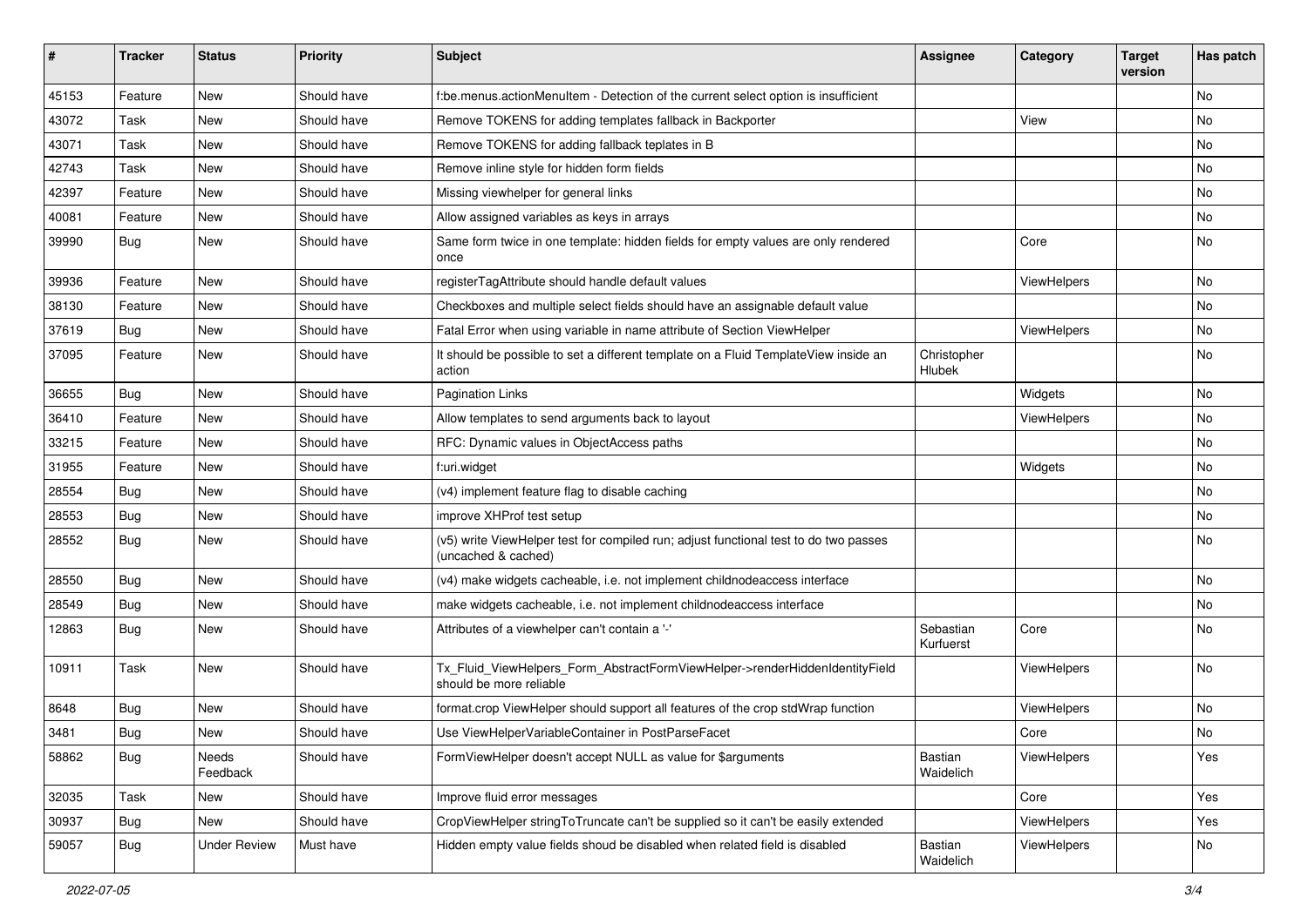| # | Tracker | Status | Priority | Subject | Assignee | Category | Target version | Has patch |
|---|---|---|---|---|---|---|---|---|
| 45153 | Feature | New | Should have | f:be.menus.actionMenuItem - Detection of the current select option is insufficient | | | | No |
| 43072 | Task | New | Should have | Remove TOKENS for adding templates fallback in Backporter | | View | | No |
| 43071 | Task | New | Should have | Remove TOKENS for adding fallback teplates in B | | | | No |
| 42743 | Task | New | Should have | Remove inline style for hidden form fields | | | | No |
| 42397 | Feature | New | Should have | Missing viewhelper for general links | | | | No |
| 40081 | Feature | New | Should have | Allow assigned variables as keys in arrays | | | | No |
| 39990 | Bug | New | Should have | Same form twice in one template: hidden fields for empty values are only rendered once | | Core | | No |
| 39936 | Feature | New | Should have | registerTagAttribute should handle default values | | ViewHelpers | | No |
| 38130 | Feature | New | Should have | Checkboxes and multiple select fields should have an assignable default value | | | | No |
| 37619 | Bug | New | Should have | Fatal Error when using variable in name attribute of Section ViewHelper | | ViewHelpers | | No |
| 37095 | Feature | New | Should have | It should be possible to set a different template on a Fluid TemplateView inside an action | Christopher Hlubek | | | No |
| 36655 | Bug | New | Should have | Pagination Links | | Widgets | | No |
| 36410 | Feature | New | Should have | Allow templates to send arguments back to layout | | ViewHelpers | | No |
| 33215 | Feature | New | Should have | RFC: Dynamic values in ObjectAccess paths | | | | No |
| 31955 | Feature | New | Should have | f:uri.widget | | Widgets | | No |
| 28554 | Bug | New | Should have | (v4) implement feature flag to disable caching | | | | No |
| 28553 | Bug | New | Should have | improve XHProf test setup | | | | No |
| 28552 | Bug | New | Should have | (v5) write ViewHelper test for compiled run; adjust functional test to do two passes (uncached & cached) | | | | No |
| 28550 | Bug | New | Should have | (v4) make widgets cacheable, i.e. not implement childnodeaccess interface | | | | No |
| 28549 | Bug | New | Should have | make widgets cacheable, i.e. not implement childnodeaccess interface | | | | No |
| 12863 | Bug | New | Should have | Attributes of a viewhelper can't contain a '-' | Sebastian Kurfuerst | Core | | No |
| 10911 | Task | New | Should have | Tx_Fluid_ViewHelpers_Form_AbstractFormViewHelper->renderHiddenIdentityField should be more reliable | | ViewHelpers | | No |
| 8648 | Bug | New | Should have | format.crop ViewHelper should support all features of the crop stdWrap function | | ViewHelpers | | No |
| 3481 | Bug | New | Should have | Use ViewHelperVariableContainer in PostParseFacet | | Core | | No |
| 58862 | Bug | Needs Feedback | Should have | FormViewHelper doesn't accept NULL as value for $arguments | Bastian Waidelich | ViewHelpers | | Yes |
| 32035 | Task | New | Should have | Improve fluid error messages | | Core | | Yes |
| 30937 | Bug | New | Should have | CropViewHelper stringToTruncate can't be supplied so it can't be easily extended | | ViewHelpers | | Yes |
| 59057 | Bug | Under Review | Must have | Hidden empty value fields shoud be disabled when related field is disabled | Bastian Waidelich | ViewHelpers | | No |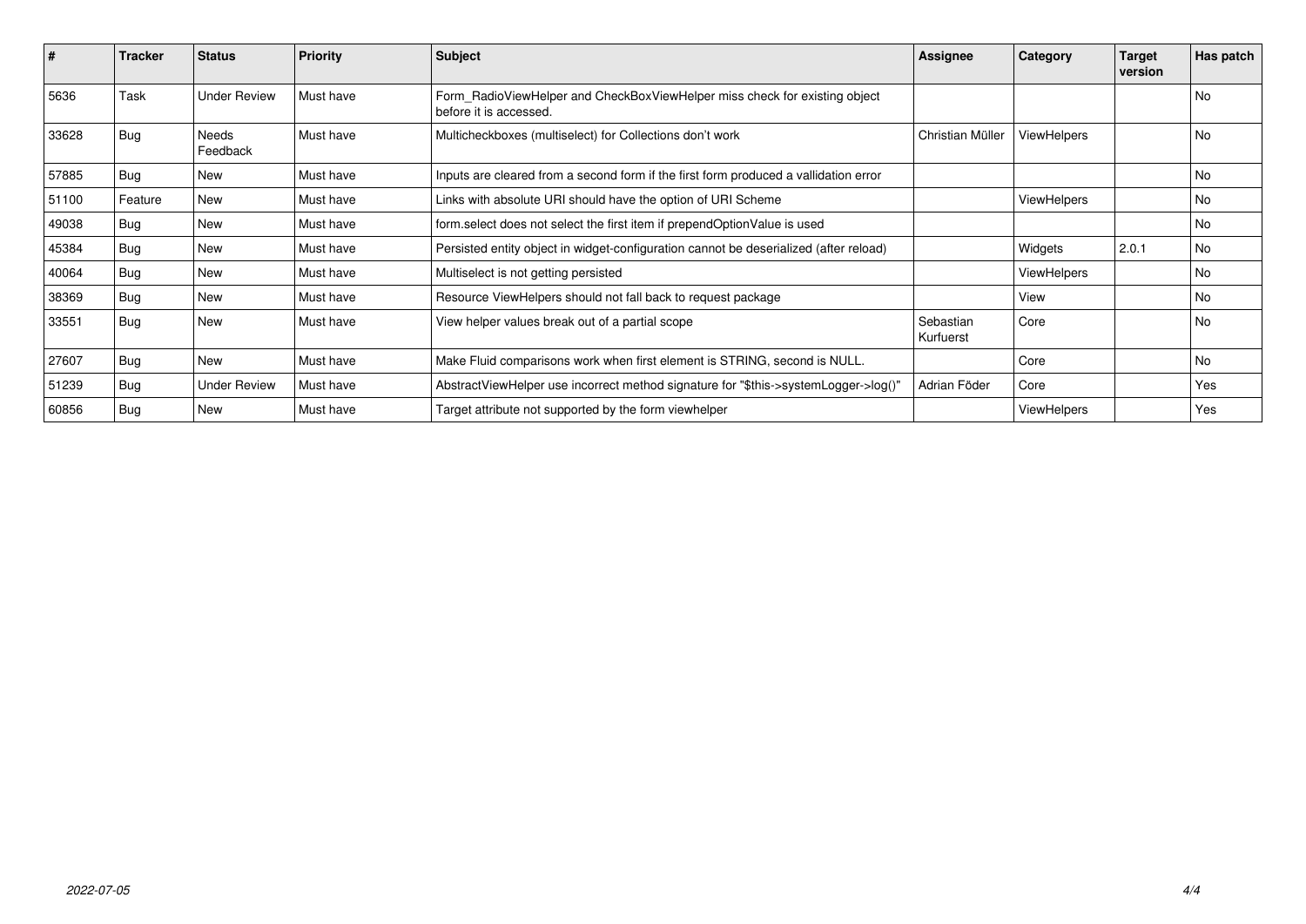| # | Tracker | Status | Priority | Subject | Assignee | Category | Target version | Has patch |
|---|---|---|---|---|---|---|---|---|
| 5636 | Task | Under Review | Must have | Form_RadioViewHelper and CheckBoxViewHelper miss check for existing object before it is accessed. | | | | No |
| 33628 | Bug | Needs Feedback | Must have | Multicheckboxes (multiselect) for Collections don't work | Christian Müller | ViewHelpers | | No |
| 57885 | Bug | New | Must have | Inputs are cleared from a second form if the first form produced a vallidation error | | | | No |
| 51100 | Feature | New | Must have | Links with absolute URI should have the option of URI Scheme | | ViewHelpers | | No |
| 49038 | Bug | New | Must have | form.select does not select the first item if prependOptionValue is used | | | | No |
| 45384 | Bug | New | Must have | Persisted entity object in widget-configuration cannot be deserialized (after reload) | | Widgets | 2.0.1 | No |
| 40064 | Bug | New | Must have | Multiselect is not getting persisted | | ViewHelpers | | No |
| 38369 | Bug | New | Must have | Resource ViewHelpers should not fall back to request package | | View | | No |
| 33551 | Bug | New | Must have | View helper values break out of a partial scope | Sebastian Kurfuerst | Core | | No |
| 27607 | Bug | New | Must have | Make Fluid comparisons work when first element is STRING, second is NULL. | | Core | | No |
| 51239 | Bug | Under Review | Must have | AbstractViewHelper use incorrect method signature for "$this->systemLogger->log()" | Adrian Föder | Core | | Yes |
| 60856 | Bug | New | Must have | Target attribute not supported by the form viewhelper | | ViewHelpers | | Yes |